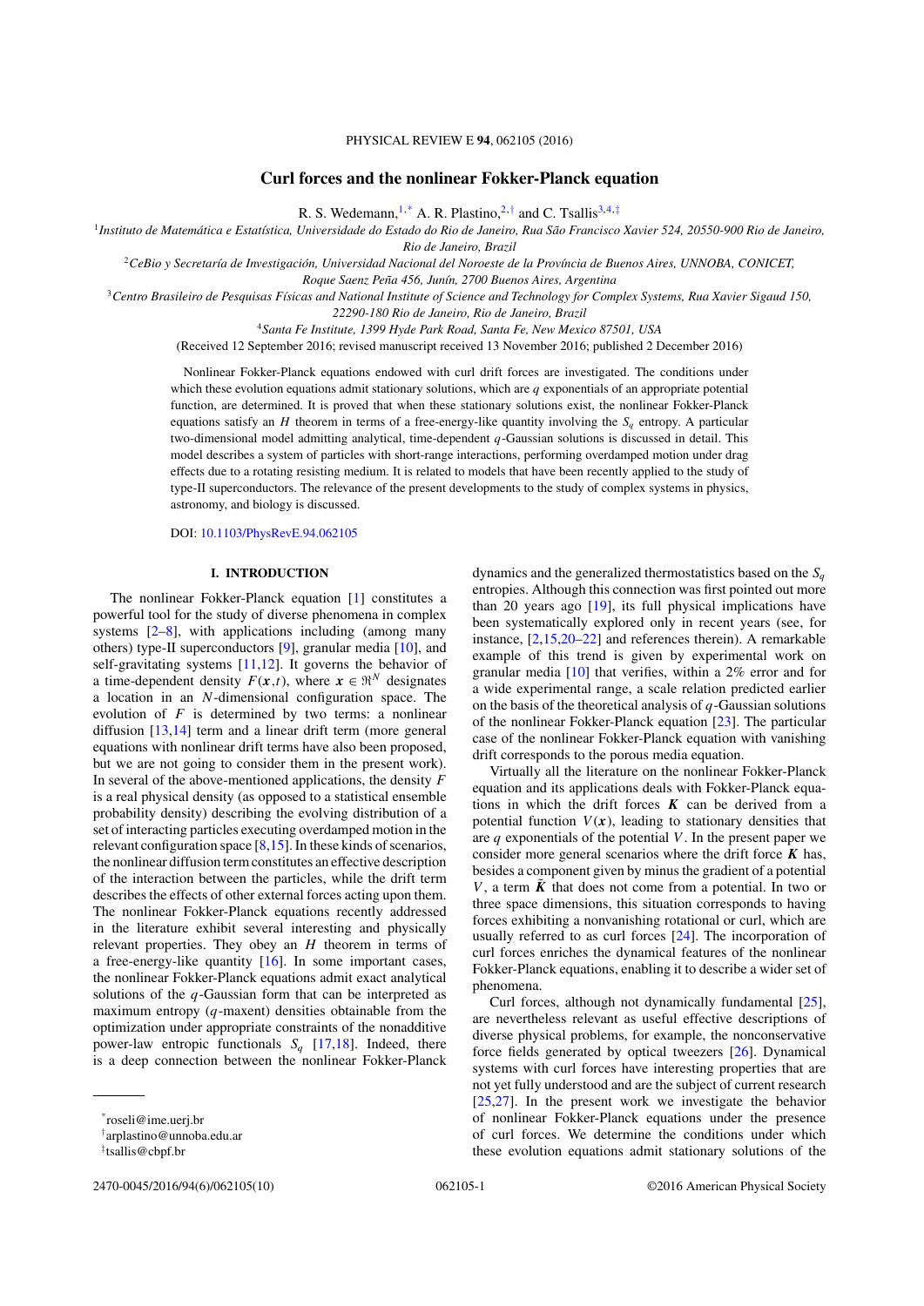# Curl forces and the nonlinear Fokker-Planck equation

R. S. Wedemann,[1,*] A. R. Plastino,[2,†] and C. Tsallis[3,4,‡]

[1]*Instituto de Matemática e Estatística, Universidade do Estado do Rio de Janeiro, Rua São Francisco Xavier 524, 20550-900 Rio de Janeiro, Rio de Janeiro, Brazil*

[2]*CeBio y Secretaría de Investigación, Universidad Nacional del Noroeste de la Província de Buenos Aires, UNNOBA, CONICET, Roque Saenz Peña 456, Junín, 2700 Buenos Aires, Argentina*

[3]*Centro Brasileiro de Pesquisas Físicas and National Institute of Science and Technology for Complex Systems, Rua Xavier Sigaud 150, 22290-180 Rio de Janeiro, Rio de Janeiro, Brazil*

[4]*Santa Fe Institute, 1399 Hyde Park Road, Santa Fe, New Mexico 87501, USA*

(Received 12 September 2016; revised manuscript received 13 November 2016; published 2 December 2016)

Nonlinear Fokker-Planck equations endowed with curl drift forces are investigated. The conditions under which these evolution equations admit stationary solutions, which are $q$ exponentials of an appropriate potential function, are determined. It is proved that when these stationary solutions exist, the nonlinear Fokker-Planck equations satisfy an $H$ theorem in terms of a free-energy-like quantity involving the $S_q$ entropy. A particular two-dimensional model admitting analytical, time-dependent $q$-Gaussian solutions is discussed in detail. This model describes a system of particles with short-range interactions, performing overdamped motion under drag effects due to a rotating resisting medium. It is related to models that have been recently applied to the study of type-II superconductors. The relevance of the present developments to the study of complex systems in physics, astronomy, and biology is discussed.

DOI: 10.1103/PhysRevE.94.062105

## I. INTRODUCTION

The nonlinear Fokker-Planck equation [1] constitutes a powerful tool for the study of diverse phenomena in complex systems [2–8], with applications including (among many others) type-II superconductors [9], granular media [10], and self-gravitating systems [11,12]. It governs the behavior of a time-dependent density $F(\boldsymbol{x},t)$, where $\boldsymbol{x} \in \Re^N$ designates a location in an $N$-dimensional configuration space. The evolution of $F$ is determined by two terms: a nonlinear diffusion [13,14] term and a linear drift term (more general equations with nonlinear drift terms have also been proposed, but we are not going to consider them in the present work). In several of the above-mentioned applications, the density $F$ is a real physical density (as opposed to a statistical ensemble probability density) describing the evolving distribution of a set of interacting particles executing overdamped motion in the relevant configuration space [8,15]. In these kinds of scenarios, the nonlinear diffusion term constitutes an effective description of the interaction between the particles, while the drift term describes the effects of other external forces acting upon them. The nonlinear Fokker-Planck equations recently addressed in the literature exhibit several interesting and physically relevant properties. They obey an $H$ theorem in terms of a free-energy-like quantity [16]. In some important cases, the nonlinear Fokker-Planck equations admit exact analytical solutions of the $q$-Gaussian form that can be interpreted as maximum entropy ($q$-maxent) densities obtainable from the optimization under appropriate constraints of the nonadditive power-law entropic functionals $S_q$ [17,18]. Indeed, there is a deep connection between the nonlinear Fokker-Planck dynamics and the generalized thermostatistics based on the $S_q$ entropies. Although this connection was first pointed out more than 20 years ago [19], its full physical implications have been systematically explored only in recent years (see, for instance, [2,15,20–22] and references therein). A remarkable example of this trend is given by experimental work on granular media [10] that verifies, within a 2% error and for a wide experimental range, a scale relation predicted earlier on the basis of the theoretical analysis of $q$-Gaussian solutions of the nonlinear Fokker-Planck equation [23]. The particular case of the nonlinear Fokker-Planck equation with vanishing drift corresponds to the porous media equation.

Virtually all the literature on the nonlinear Fokker-Planck equation and its applications deals with Fokker-Planck equations in which the drift forces $\boldsymbol{K}$ can be derived from a potential function $V(\boldsymbol{x})$, leading to stationary densities that are $q$ exponentials of the potential $V$. In the present paper we consider more general scenarios where the drift force $\boldsymbol{K}$ has, besides a component given by minus the gradient of a potential $V$, a term $\tilde{\boldsymbol{K}}$ that does not come from a potential. In two or three space dimensions, this situation corresponds to having forces exhibiting a nonvanishing rotational or curl, which are usually referred to as curl forces [24]. The incorporation of curl forces enriches the dynamical features of the nonlinear Fokker-Planck equations, enabling it to describe a wider set of phenomena.

Curl forces, although not dynamically fundamental [25], are nevertheless relevant as useful effective descriptions of diverse physical problems, for example, the nonconservative force fields generated by optical tweezers [26]. Dynamical systems with curl forces have interesting properties that are not yet fully understood and are the subject of current research [25,27]. In the present work we investigate the behavior of nonlinear Fokker-Planck equations under the presence of curl forces. We determine the conditions under which these evolution equations admit stationary solutions of the

---

*roseli@ime.uerj.br

†arplastino@unnoba.edu.ar

‡tsallis@cbpf.br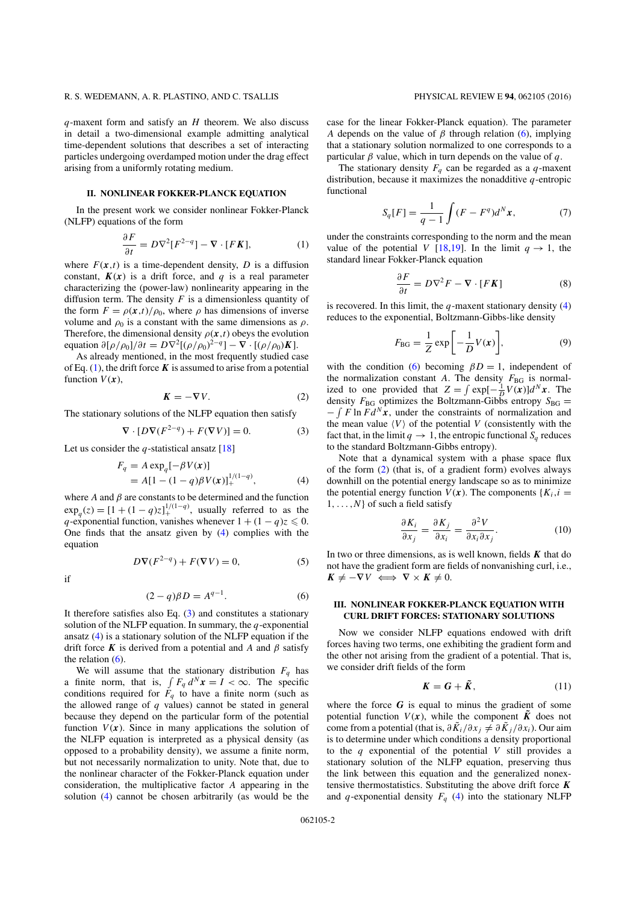$q$-maxent form and satisfy an $H$ theorem. We also discuss in detail a two-dimensional example admitting analytical time-dependent solutions that describes a set of interacting particles undergoing overdamped motion under the drag effect arising from a uniformly rotating medium.

## II. NONLINEAR FOKKER-PLANCK EQUATION

In the present work we consider nonlinear Fokker-Planck (NLFP) equations of the form

$$\frac{\partial F}{\partial t} = D\nabla^2[F^{2-q}] - \nabla \cdot [F\boldsymbol{K}], \tag{1}$$

where $F(\boldsymbol{x},t)$ is a time-dependent density, $D$ is a diffusion constant, $\boldsymbol{K}(\boldsymbol{x})$ is a drift force, and $q$ is a real parameter characterizing the (power-law) nonlinearity appearing in the diffusion term. The density $F$ is a dimensionless quantity of the form $F = \rho(\boldsymbol{x},t)/\rho_0$, where $\rho$ has dimensions of inverse volume and $\rho_0$ is a constant with the same dimensions as $\rho$. Therefore, the dimensional density $\rho(\boldsymbol{x},t)$ obeys the evolution equation $\partial[\rho/\rho_0]/\partial t = D\nabla^2[(\rho/\rho_0)^{2-q}] - \nabla \cdot [(\rho/\rho_0)\boldsymbol{K}]$.

As already mentioned, in the most frequently studied case of Eq. (1), the drift force $\boldsymbol{K}$ is assumed to arise from a potential function $V(\boldsymbol{x})$,

$$\boldsymbol{K} = -\nabla V. \tag{2}$$

The stationary solutions of the NLFP equation then satisfy

$$\nabla \cdot [D\nabla(F^{2-q}) + F(\nabla V)] = 0. \tag{3}$$

Let us consider the $q$-statistical ansatz [18]

$$\begin{aligned} F_q &= A \exp_q[-\beta V(\boldsymbol{x})] \\ &= A[1-(1-q)\beta V(\boldsymbol{x})]_+^{1/(1-q)}, \end{aligned} \tag{4}$$

where $A$ and $\beta$ are constants to be determined and the function $\exp_q(z) = [1+(1-q)z]_+^{1/(1-q)}$, usually referred to as the $q$-exponential function, vanishes whenever $1+(1-q)z \leqslant 0$. One finds that the ansatz given by (4) complies with the equation

$$D\nabla(F^{2-q}) + F(\nabla V) = 0, \tag{5}$$

if

$$(2-q)\beta D = A^{q-1}. \tag{6}$$

It therefore satisfies also Eq. (3) and constitutes a stationary solution of the NLFP equation. In summary, the $q$-exponential ansatz (4) is a stationary solution of the NLFP equation if the drift force $\boldsymbol{K}$ is derived from a potential and $A$ and $\beta$ satisfy the relation (6).

We will assume that the stationary distribution $F_q$ has a finite norm, that is, $\int F_q\, d^N\boldsymbol{x} = I < \infty$. The specific conditions required for $F_q$ to have a finite norm (such as the allowed range of $q$ values) cannot be stated in general because they depend on the particular form of the potential function $V(\boldsymbol{x})$. Since in many applications the solution of the NLFP equation is interpreted as a physical density (as opposed to a probability density), we assume a finite norm, but not necessarily normalization to unity. Note that, due to the nonlinear character of the Fokker-Planck equation under consideration, the multiplicative factor $A$ appearing in the solution (4) cannot be chosen arbitrarily (as would be the case for the linear Fokker-Planck equation). The parameter $A$ depends on the value of $\beta$ through relation (6), implying that a stationary solution normalized to one corresponds to a particular $\beta$ value, which in turn depends on the value of $q$.

The stationary density $F_q$ can be regarded as a $q$-maxent distribution, because it maximizes the nonadditive $q$-entropic functional

$$S_q[F] = \frac{1}{q-1}\int (F - F^q)d^N\boldsymbol{x}, \tag{7}$$

under the constraints corresponding to the norm and the mean value of the potential $V$ [18,19]. In the limit $q \to 1$, the standard linear Fokker-Planck equation

$$\frac{\partial F}{\partial t} = D\nabla^2 F - \nabla \cdot [F\boldsymbol{K}] \tag{8}$$

is recovered. In this limit, the $q$-maxent stationary density (4) reduces to the exponential, Boltzmann-Gibbs-like density

$$F_{\rm BG} = \frac{1}{Z}\exp\left[-\frac{1}{D}V(\boldsymbol{x})\right], \tag{9}$$

with the condition (6) becoming $\beta D = 1$, independent of the normalization constant $A$. The density $F_{\rm BG}$ is normalized to one provided that $Z = \int \exp[-\frac{1}{D}V(\boldsymbol{x})]d^N\boldsymbol{x}$. The density $F_{\rm BG}$ optimizes the Boltzmann-Gibbs entropy $S_{\rm BG} = -\int F \ln F d^N\boldsymbol{x}$, under the constraints of normalization and the mean value $\langle V\rangle$ of the potential $V$ (consistently with the fact that, in the limit $q \to 1$, the entropic functional $S_q$ reduces to the standard Boltzmann-Gibbs entropy).

Note that a dynamical system with a phase space flux of the form (2) (that is, of a gradient form) evolves always downhill on the potential energy landscape so as to minimize the potential energy function $V(\boldsymbol{x})$. The components $\{K_i, i = 1,\ldots,N\}$ of such a field satisfy

$$\frac{\partial K_i}{\partial x_j} = \frac{\partial K_j}{\partial x_i} = \frac{\partial^2 V}{\partial x_i \partial x_j}. \tag{10}$$

In two or three dimensions, as is well known, fields $\boldsymbol{K}$ that do not have the gradient form are fields of nonvanishing curl, i.e., $\boldsymbol{K} \neq -\nabla V \iff \nabla \times \boldsymbol{K} \neq 0$.

## III. NONLINEAR FOKKER-PLANCK EQUATION WITH CURL DRIFT FORCES: STATIONARY SOLUTIONS

Now we consider NLFP equations endowed with drift forces having two terms, one exhibiting the gradient form and the other not arising from the gradient of a potential. That is, we consider drift fields of the form

$$\boldsymbol{K} = \boldsymbol{G} + \tilde{\boldsymbol{K}}, \tag{11}$$

where the force $\boldsymbol{G}$ is equal to minus the gradient of some potential function $V(\boldsymbol{x})$, while the component $\tilde{\boldsymbol{K}}$ does not come from a potential (that is, $\partial\tilde{K}_i/\partial x_j \neq \partial\tilde{K}_j/\partial x_i$). Our aim is to determine under which conditions a density proportional to the $q$ exponential of the potential $V$ still provides a stationary solution of the NLFP equation, preserving thus the link between this equation and the generalized nonextensive thermostatistics. Substituting the above drift force $\boldsymbol{K}$ and $q$-exponential density $F_q$ (4) into the stationary NLFP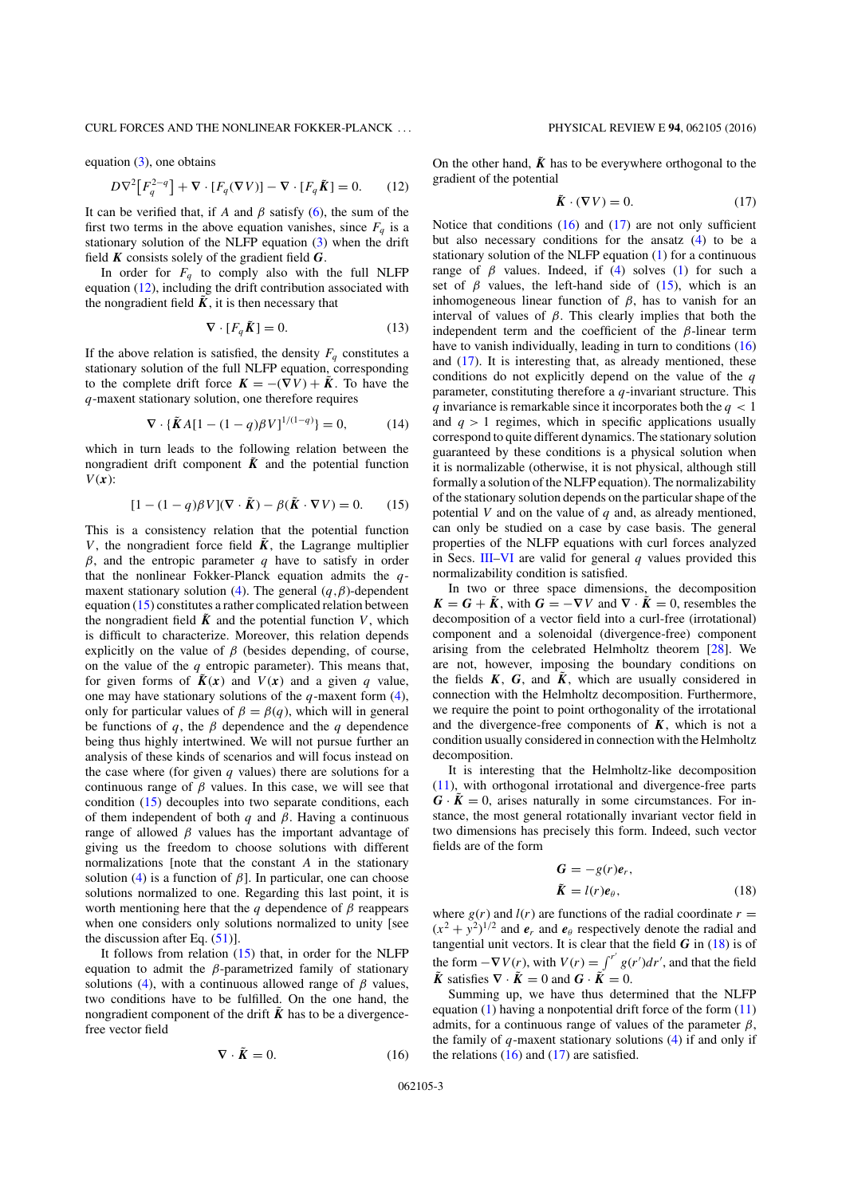equation (3), one obtains

$$D\nabla^2\left[F_q^{2-q}\right] + \nabla\cdot[F_q(\nabla V)] - \nabla\cdot[F_q\tilde{\boldsymbol{K}}] = 0. \tag{12}$$

It can be verified that, if $A$ and $\beta$ satisfy (6), the sum of the first two terms in the above equation vanishes, since $F_q$ is a stationary solution of the NLFP equation (3) when the drift field $\boldsymbol{K}$ consists solely of the gradient field $\boldsymbol{G}$.

In order for $F_q$ to comply also with the full NLFP equation (12), including the drift contribution associated with the nongradient field $\tilde{\boldsymbol{K}}$, it is then necessary that

$$\nabla\cdot[F_q\tilde{\boldsymbol{K}}] = 0. \tag{13}$$

If the above relation is satisfied, the density $F_q$ constitutes a stationary solution of the full NLFP equation, corresponding to the complete drift force $\boldsymbol{K} = -(\nabla V) + \tilde{\boldsymbol{K}}$. To have the $q$-maxent stationary solution, one therefore requires

$$\nabla\cdot\{\tilde{\boldsymbol{K}}A[1-(1-q)\beta V]^{1/(1-q)}\} = 0, \tag{14}$$

which in turn leads to the following relation between the nongradient drift component $\tilde{\boldsymbol{K}}$ and the potential function $V(\boldsymbol{x})$:

$$[1-(1-q)\beta V](\nabla\cdot\tilde{\boldsymbol{K}}) - \beta(\tilde{\boldsymbol{K}}\cdot\nabla V) = 0. \tag{15}$$

This is a consistency relation that the potential function $V$, the nongradient force field $\tilde{\boldsymbol{K}}$, the Lagrange multiplier $\beta$, and the entropic parameter $q$ have to satisfy in order that the nonlinear Fokker-Planck equation admits the $q$-maxent stationary solution (4). The general $(q,\beta)$-dependent equation (15) constitutes a rather complicated relation between the nongradient field $\tilde{\boldsymbol{K}}$ and the potential function $V$, which is difficult to characterize. Moreover, this relation depends explicitly on the value of $\beta$ (besides depending, of course, on the value of the $q$ entropic parameter). This means that, for given forms of $\tilde{\boldsymbol{K}}(\boldsymbol{x})$ and $V(\boldsymbol{x})$ and a given $q$ value, one may have stationary solutions of the $q$-maxent form (4), only for particular values of $\beta = \beta(q)$, which will in general be functions of $q$, the $\beta$ dependence and the $q$ dependence being thus highly intertwined. We will not pursue further an analysis of these kinds of scenarios and will focus instead on the case where (for given $q$ values) there are solutions for a continuous range of $\beta$ values. In this case, we will see that condition (15) decouples into two separate conditions, each of them independent of both $q$ and $\beta$. Having a continuous range of allowed $\beta$ values has the important advantage of giving us the freedom to choose solutions with different normalizations [note that the constant $A$ in the stationary solution (4) is a function of $\beta$]. In particular, one can choose solutions normalized to one. Regarding this last point, it is worth mentioning here that the $q$ dependence of $\beta$ reappears when one considers only solutions normalized to unity [see the discussion after Eq. (51)].

It follows from relation (15) that, in order for the NLFP equation to admit the $\beta$-parametrized family of stationary solutions (4), with a continuous allowed range of $\beta$ values, two conditions have to be fulfilled. On the one hand, the nongradient component of the drift $\tilde{\boldsymbol{K}}$ has to be a divergence-free vector field

$$\nabla\cdot\tilde{\boldsymbol{K}} = 0. \tag{16}$$

On the other hand, $\tilde{\boldsymbol{K}}$ has to be everywhere orthogonal to the gradient of the potential

$$\tilde{\boldsymbol{K}}\cdot(\nabla V) = 0. \tag{17}$$

Notice that conditions (16) and (17) are not only sufficient but also necessary conditions for the ansatz (4) to be a stationary solution of the NLFP equation (1) for a continuous range of $\beta$ values. Indeed, if (4) solves (1) for such a set of $\beta$ values, the left-hand side of (15), which is an inhomogeneous linear function of $\beta$, has to vanish for an interval of values of $\beta$. This clearly implies that both the independent term and the coefficient of the $\beta$-linear term have to vanish individually, leading in turn to conditions (16) and (17). It is interesting that, as already mentioned, these conditions do not explicitly depend on the value of the $q$ parameter, constituting therefore a $q$-invariant structure. This $q$ invariance is remarkable since it incorporates both the $q < 1$ and $q > 1$ regimes, which in specific applications usually correspond to quite different dynamics. The stationary solution guaranteed by these conditions is a physical solution when it is normalizable (otherwise, it is not physical, although still formally a solution of the NLFP equation). The normalizability of the stationary solution depends on the particular shape of the potential $V$ and on the value of $q$ and, as already mentioned, can only be studied on a case by case basis. The general properties of the NLFP equations with curl forces analyzed in Secs. III–VI are valid for general $q$ values provided this normalizability condition is satisfied.

In two or three space dimensions, the decomposition $\boldsymbol{K} = \boldsymbol{G} + \tilde{\boldsymbol{K}}$, with $\boldsymbol{G} = -\nabla V$ and $\nabla\cdot\tilde{\boldsymbol{K}} = 0$, resembles the decomposition of a vector field into a curl-free (irrotational) component and a solenoidal (divergence-free) component arising from the celebrated Helmholtz theorem [28]. We are not, however, imposing the boundary conditions on the fields $\boldsymbol{K}$, $\boldsymbol{G}$, and $\tilde{\boldsymbol{K}}$, which are usually considered in connection with the Helmholtz decomposition. Furthermore, we require the point to point orthogonality of the irrotational and the divergence-free components of $\boldsymbol{K}$, which is not a condition usually considered in connection with the Helmholtz decomposition.

It is interesting that the Helmholtz-like decomposition (11), with orthogonal irrotational and divergence-free parts $\boldsymbol{G}\cdot\tilde{\boldsymbol{K}} = 0$, arises naturally in some circumstances. For instance, the most general rotationally invariant vector field in two dimensions has precisely this form. Indeed, such vector fields are of the form

$$\begin{aligned}\boldsymbol{G} &= -g(r)\boldsymbol{e}_r,\\ \tilde{\boldsymbol{K}} &= l(r)\boldsymbol{e}_\theta,\end{aligned} \tag{18}$$

where $g(r)$ and $l(r)$ are functions of the radial coordinate $r = (x^2+y^2)^{1/2}$ and $\boldsymbol{e}_r$ and $\boldsymbol{e}_\theta$ respectively denote the radial and tangential unit vectors. It is clear that the field $\boldsymbol{G}$ in (18) is of the form $-\nabla V(r)$, with $V(r) = \int^{r'} g(r')dr'$, and that the field $\tilde{\boldsymbol{K}}$ satisfies $\nabla\cdot\tilde{\boldsymbol{K}} = 0$ and $\boldsymbol{G}\cdot\tilde{\boldsymbol{K}} = 0$.

Summing up, we have thus determined that the NLFP equation (1) having a nonpotential drift force of the form (11) admits, for a continuous range of values of the parameter $\beta$, the family of $q$-maxent stationary solutions (4) if and only if the relations (16) and (17) are satisfied.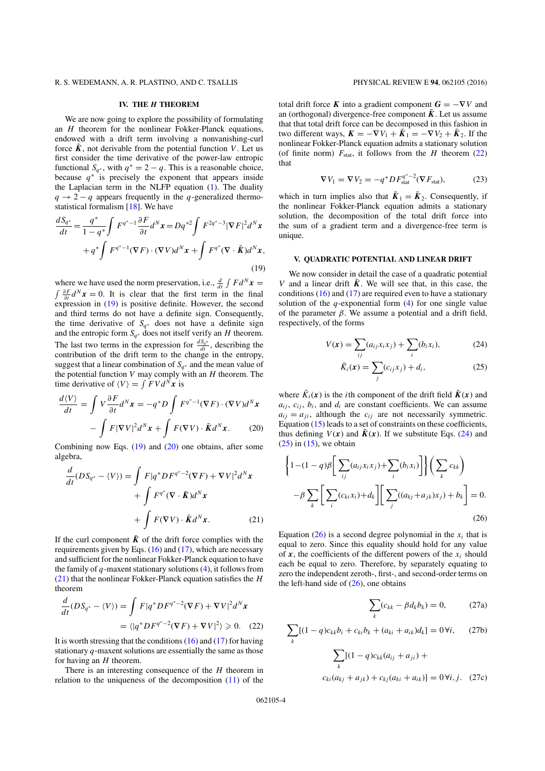## IV. THE $H$ THEOREM

We are now going to explore the possibility of formulating an $H$ theorem for the nonlinear Fokker-Planck equations, endowed with a drift term involving a nonvanishing-curl force $\tilde{\boldsymbol{K}}$, not derivable from the potential function $V$. Let us first consider the time derivative of the power-law entropic functional $S_{q^*}$, with $q^* = 2 - q$. This is a reasonable choice, because $q^*$ is precisely the exponent that appears inside the Laplacian term in the NLFP equation (1). The duality $q \to 2 - q$ appears frequently in the $q$-generalized thermostatistical formalism [18]. We have

$$\frac{dS_{q^*}}{dt} = \frac{q^*}{1-q^*}\int F^{q^*-1}\frac{\partial F}{\partial t}d^N\boldsymbol{x} = Dq^{*2}\int F^{2q^*-3}|\nabla F|^2 d^N\boldsymbol{x} + q^*\int F^{q^*-1}(\nabla F)\cdot(\nabla V)d^N\boldsymbol{x} + \int F^{q^*}(\nabla\cdot\tilde{\boldsymbol{K}})d^N\boldsymbol{x}, \tag{19}$$

where we have used the norm preservation, i.e., $\frac{d}{dt}\int F d^N\boldsymbol{x} = \int \frac{\partial F}{\partial t}d^N\boldsymbol{x} = 0$. It is clear that the first term in the final expression in (19) is positive definite. However, the second and third terms do not have a definite sign. Consequently, the time derivative of $S_{q^*}$ does not have a definite sign and the entropic form $S_{q^*}$ does not itself verify an $H$ theorem. The last two terms in the expression for $\frac{dS_{q^*}}{dt}$, describing the contribution of the drift term to the change in the entropy, suggest that a linear combination of $S_{q^*}$ and the mean value of the potential function $V$ may comply with an $H$ theorem. The time derivative of $\langle V\rangle = \int FV d^N\boldsymbol{x}$ is

$$\frac{d\langle V\rangle}{dt} = \int V\frac{\partial F}{\partial t}d^N\boldsymbol{x} = -q^*D\int F^{q^*-1}(\nabla F)\cdot(\nabla V)d^N\boldsymbol{x} - \int F|\nabla V|^2 d^N\boldsymbol{x} + \int F(\nabla V)\cdot\tilde{\boldsymbol{K}}d^N\boldsymbol{x}. \tag{20}$$

Combining now Eqs. (19) and (20) one obtains, after some algebra,

$$\frac{d}{dt}(DS_{q^*} - \langle V\rangle) = \int F|q^*DF^{q^*-2}(\nabla F) + \nabla V|^2 d^N\boldsymbol{x} + \int F^{q^*}(\nabla\cdot\tilde{\boldsymbol{K}})d^N\boldsymbol{x} + \int F(\nabla V)\cdot\tilde{\boldsymbol{K}}d^N\boldsymbol{x}. \tag{21}$$

If the curl component $\tilde{\boldsymbol{K}}$ of the drift force complies with the requirements given by Eqs. (16) and (17), which are necessary and sufficient for the nonlinear Fokker-Planck equation to have the family of $q$-maxent stationary solutions (4), it follows from (21) that the nonlinear Fokker-Planck equation satisfies the $H$ theorem

$$\frac{d}{dt}(DS_{q^*} - \langle V\rangle) = \int F|q^*DF^{q^*-2}(\nabla F) + \nabla V|^2 d^N\boldsymbol{x} = \langle|q^*DF^{q^*-2}(\nabla F) + \nabla V|^2\rangle \geqslant 0. \tag{22}$$

It is worth stressing that the conditions (16) and (17) for having stationary $q$-maxent solutions are essentially the same as those for having an $H$ theorem.

There is an interesting consequence of the $H$ theorem in relation to the uniqueness of the decomposition (11) of the total drift force $\boldsymbol{K}$ into a gradient component $\boldsymbol{G} = -\nabla V$ and an (orthogonal) divergence-free component $\tilde{\boldsymbol{K}}$. Let us assume that that total drift force can be decomposed in this fashion in two different ways, $\boldsymbol{K} = -\nabla V_1 + \tilde{\boldsymbol{K}}_1 = -\nabla V_2 + \tilde{\boldsymbol{K}}_2$. If the nonlinear Fokker-Planck equation admits a stationary solution (of finite norm) $F_{\text{stat}}$, it follows from the $H$ theorem (22) that

$$\nabla V_1 = \nabla V_2 = -q^*DF_{\text{stat}}^{q^*-2}(\nabla F_{\text{stat}}), \tag{23}$$

which in turn implies also that $\tilde{\boldsymbol{K}}_1 = \tilde{\boldsymbol{K}}_2$. Consequently, if the nonlinear Fokker-Planck equation admits a stationary solution, the decomposition of the total drift force into the sum of a gradient term and a divergence-free term is unique.

## V. QUADRATIC POTENTIAL AND LINEAR DRIFT

We now consider in detail the case of a quadratic potential $V$ and a linear drift $\tilde{\boldsymbol{K}}$. We will see that, in this case, the conditions (16) and (17) are required even to have a stationary solution of the $q$-exponential form (4) for one single value of the parameter $\beta$. We assume a potential and a drift field, respectively, of the forms

$$V(\boldsymbol{x}) = \sum_{ij}(a_{ij}x_i x_j) + \sum_i(b_i x_i), \tag{24}$$

$$\tilde{K}_i(\boldsymbol{x}) = \sum_j(c_{ij}x_j) + d_i, \tag{25}$$

where $\tilde{K}_i(\boldsymbol{x})$ is the $i$th component of the drift field $\tilde{\boldsymbol{K}}(\boldsymbol{x})$ and $a_{ij}$, $c_{ij}$, $b_i$, and $d_i$ are constant coefficients. We can assume $a_{ij} = a_{ji}$, although the $c_{ij}$ are not necessarily symmetric. Equation (15) leads to a set of constraints on these coefficients, thus defining $V(\boldsymbol{x})$ and $\tilde{\boldsymbol{K}}(\boldsymbol{x})$. If we substitute Eqs. (24) and (25) in (15), we obtain

$$\left\{1-(1-q)\beta\left[\sum_{ij}(a_{ij}x_i x_j)+\sum_i(b_i x_i)\right]\right\}\left(\sum_k c_{kk}\right) - \beta\sum_k\left[\sum_i(c_{ki}x_i)+d_k\right]\left[\sum_j((a_{kj}+a_{jk})x_j)+b_k\right] = 0. \tag{26}$$

Equation (26) is a second degree polynomial in the $x_i$ that is equal to zero. Since this equality should hold for any value of $\boldsymbol{x}$, the coefficients of the different powers of the $x_i$ should each be equal to zero. Therefore, by separately equating to zero the independent zeroth-, first-, and second-order terms on the left-hand side of (26), one obtains

$$\sum_k(c_{kk} - \beta d_k b_k) = 0, \tag{27a}$$

$$\sum_k[(1-q)c_{kk}b_i + c_{ki}b_k + (a_{ki}+a_{ik})d_k] = 0\,\forall i, \tag{27b}$$

$$\sum_k[(1-q)c_{kk}(a_{ij}+a_{ji}) + c_{ki}(a_{kj}+a_{jk}) + c_{kj}(a_{ki}+a_{ik})] = 0\,\forall i,j. \tag{27c}$$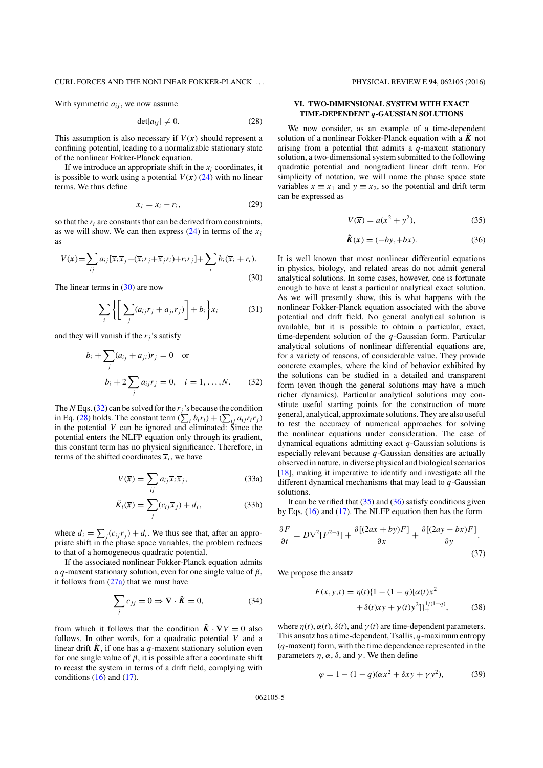With symmetric $a_{ij}$, we now assume

$$\det|a_{ij}| \neq 0. \tag{28}$$

This assumption is also necessary if $V(\boldsymbol{x})$ should represent a confining potential, leading to a normalizable stationary state of the nonlinear Fokker-Planck equation.

If we introduce an appropriate shift in the $x_i$ coordinates, it is possible to work using a potential $V(\boldsymbol{x})$ (24) with no linear terms. We thus define

$$\overline{x}_i = x_i - r_i, \tag{29}$$

so that the $r_i$ are constants that can be derived from constraints, as we will show. We can then express (24) in terms of the $\overline{x}_i$ as

$$V(\boldsymbol{x}) = \sum_{ij} a_{ij}[\overline{x}_i\overline{x}_j + (\overline{x}_i r_j + \overline{x}_j r_i) + r_i r_j] + \sum_i b_i(\overline{x}_i + r_i). \tag{30}$$

The linear terms in (30) are now

$$\sum_i \left\{\left[\sum_j (a_{ij}r_j + a_{ji}r_j)\right] + b_i\right\}\overline{x}_i \tag{31}$$

and they will vanish if the $r_j$'s satisfy

$$b_i + \sum_j (a_{ij} + a_{ji})r_j = 0 \quad \text{or}$$

$$b_i + 2\sum_j a_{ij}r_j = 0, \quad i = 1,\ldots,N. \tag{32}$$

The $N$ Eqs. (32) can be solved for the $r_j$'s because the condition in Eq. (28) holds. The constant term $(\sum_i b_i r_i) + (\sum_{ij} a_{ij} r_i r_j)$ in the potential $V$ can be ignored and eliminated: Since the potential enters the NLFP equation only through its gradient, this constant term has no physical significance. Therefore, in terms of the shifted coordinates $\overline{x}_i$, we have

$$V(\overline{\boldsymbol{x}}) = \sum_{ij} a_{ij}\overline{x}_i\overline{x}_j, \tag{33a}$$

$$\tilde{K}_i(\overline{\boldsymbol{x}}) = \sum_j (c_{ij}\overline{x}_j) + \overline{d}_i, \tag{33b}$$

where $\overline{d}_i = \sum_j (c_{ij} r_j) + d_i$. We thus see that, after an appropriate shift in the phase space variables, the problem reduces to that of a homogeneous quadratic potential.

If the associated nonlinear Fokker-Planck equation admits a $q$-maxent stationary solution, even for one single value of $\beta$, it follows from (27a) that we must have

$$\sum_j c_{jj} = 0 \Rightarrow \nabla \cdot \tilde{\boldsymbol{K}} = 0, \tag{34}$$

from which it follows that the condition $\tilde{\boldsymbol{K}} \cdot \nabla V = 0$ also follows. In other words, for a quadratic potential $V$ and a linear drift $\tilde{\boldsymbol{K}}$, if one has a $q$-maxent stationary solution even for one single value of $\beta$, it is possible after a coordinate shift to recast the system in terms of a drift field, complying with conditions (16) and (17).

## VI. TWO-DIMENSIONAL SYSTEM WITH EXACT TIME-DEPENDENT $q$-GAUSSIAN SOLUTIONS

We now consider, as an example of a time-dependent solution of a nonlinear Fokker-Planck equation with a $\tilde{\boldsymbol{K}}$ not arising from a potential that admits a $q$-maxent stationary solution, a two-dimensional system submitted to the following quadratic potential and nongradient linear drift term. For simplicity of notation, we will name the phase space state variables $x \equiv \overline{x}_1$ and $y \equiv \overline{x}_2$, so the potential and drift term can be expressed as

$$V(\overline{\boldsymbol{x}}) = a(x^2 + y^2), \tag{35}$$

$$\tilde{\boldsymbol{K}}(\overline{\boldsymbol{x}}) = (-by, +bx). \tag{36}$$

It is well known that most nonlinear differential equations in physics, biology, and related areas do not admit general analytical solutions. In some cases, however, one is fortunate enough to have at least a particular analytical exact solution. As we will presently show, this is what happens with the nonlinear Fokker-Planck equation associated with the above potential and drift field. No general analytical solution is available, but it is possible to obtain a particular, exact, time-dependent solution of the $q$-Gaussian form. Particular analytical solutions of nonlinear differential equations are, for a variety of reasons, of considerable value. They provide concrete examples, where the kind of behavior exhibited by the solutions can be studied in a detailed and transparent form (even though the general solutions may have a much richer dynamics). Particular analytical solutions may constitute useful starting points for the construction of more general, analytical, approximate solutions. They are also useful to test the accuracy of numerical approaches for solving the nonlinear equations under consideration. The case of dynamical equations admitting exact $q$-Gaussian solutions is especially relevant because $q$-Gaussian densities are actually observed in nature, in diverse physical and biological scenarios [18], making it imperative to identify and investigate all the different dynamical mechanisms that may lead to $q$-Gaussian solutions.

It can be verified that (35) and (36) satisfy conditions given by Eqs. (16) and (17). The NLFP equation then has the form

$$\frac{\partial F}{\partial t} = D\nabla^2[F^{2-q}] + \frac{\partial[(2ax + by)F]}{\partial x} + \frac{\partial[(2ay - bx)F]}{\partial y}. \tag{37}$$

We propose the ansatz

$$F(x,y,t) = \eta(t)\{1 - (1-q)[\alpha(t)x^2 + \delta(t)xy + \gamma(t)y^2]\}_+^{1/(1-q)}, \tag{38}$$

where $\eta(t), \alpha(t), \delta(t)$, and $\gamma(t)$ are time-dependent parameters. This ansatz has a time-dependent, Tsallis, $q$-maximum entropy ($q$-maxent) form, with the time dependence represented in the parameters $\eta$, $\alpha$, $\delta$, and $\gamma$. We then define

$$\varphi = 1 - (1-q)(\alpha x^2 + \delta xy + \gamma y^2), \tag{39}$$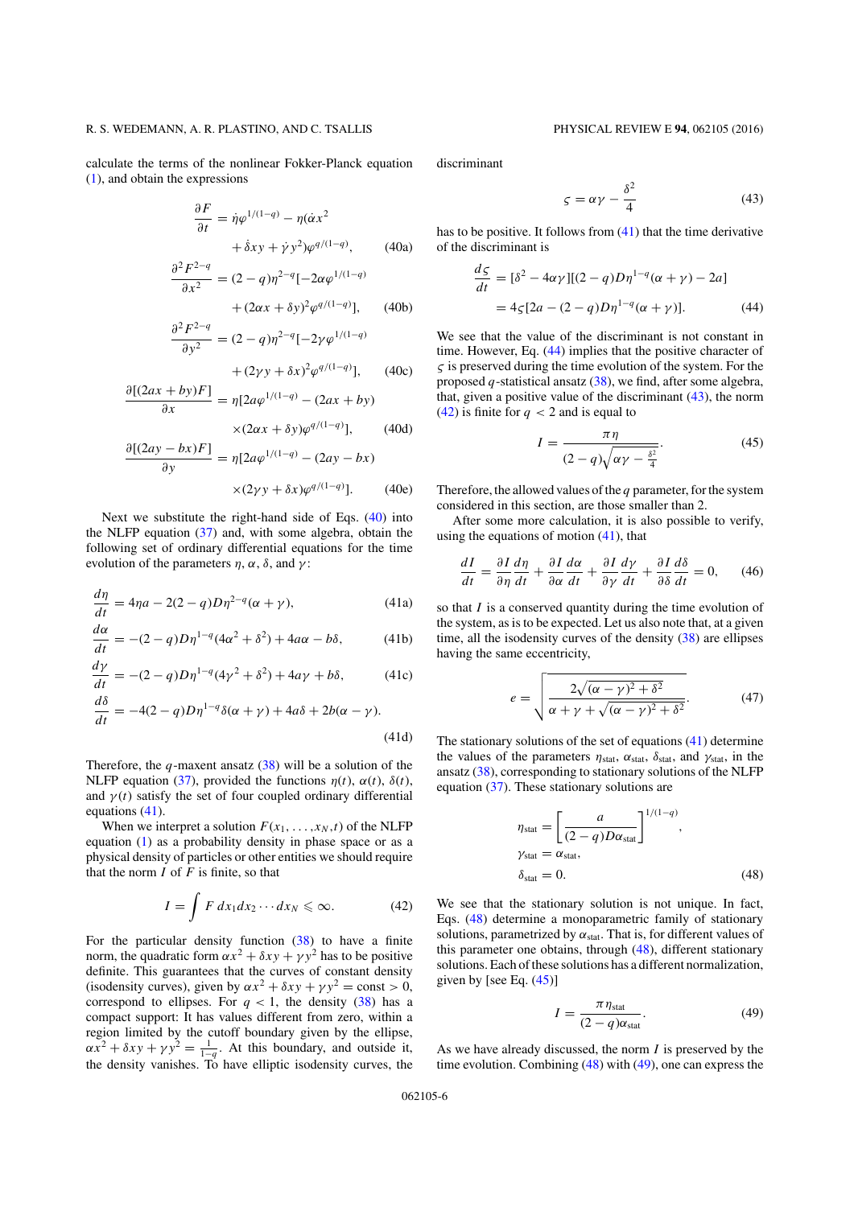calculate the terms of the nonlinear Fokker-Planck equation (1), and obtain the expressions

$$
\begin{aligned}
\frac{\partial F}{\partial t} &= \dot{\eta}\varphi^{1/(1-q)} - \eta(\dot{\alpha}x^2 \\
&\quad + \dot{\delta}xy + \dot{\gamma}y^2)\varphi^{q/(1-q)}, \qquad \text{(40a)}\\
\frac{\partial^2 F^{2-q}}{\partial x^2} &= (2-q)\eta^{2-q}[-2\alpha\varphi^{1/(1-q)} \\
&\quad + (2\alpha x + \delta y)^2\varphi^{q/(1-q)}], \qquad \text{(40b)}\\
\frac{\partial^2 F^{2-q}}{\partial y^2} &= (2-q)\eta^{2-q}[-2\gamma\varphi^{1/(1-q)} \\
&\quad + (2\gamma y + \delta x)^2\varphi^{q/(1-q)}], \qquad \text{(40c)}\\
\frac{\partial[(2ax+by)F]}{\partial x} &= \eta[2a\varphi^{1/(1-q)} - (2ax+by) \\
&\quad \times (2\alpha x + \delta y)\varphi^{q/(1-q)}], \qquad \text{(40d)}\\
\frac{\partial[(2ay-bx)F]}{\partial y} &= \eta[2a\varphi^{1/(1-q)} - (2ay-bx) \\
&\quad \times (2\gamma y + \delta x)\varphi^{q/(1-q)}]. \qquad \text{(40e)}
\end{aligned}
$$

Next we substitute the right-hand side of Eqs. (40) into the NLFP equation (37) and, with some algebra, obtain the following set of ordinary differential equations for the time evolution of the parameters $\eta$, $\alpha$, $\delta$, and $\gamma$:

$$\frac{d\eta}{dt} = 4\eta a - 2(2-q)D\eta^{2-q}(\alpha+\gamma), \qquad \text{(41a)}$$

$$\frac{d\alpha}{dt} = -(2-q)D\eta^{1-q}(4\alpha^2+\delta^2) + 4a\alpha - b\delta, \qquad \text{(41b)}$$

$$\frac{d\gamma}{dt} = -(2-q)D\eta^{1-q}(4\gamma^2+\delta^2) + 4a\gamma + b\delta, \qquad \text{(41c)}$$

$$\frac{d\delta}{dt} = -4(2-q)D\eta^{1-q}\delta(\alpha+\gamma) + 4a\delta + 2b(\alpha-\gamma). \qquad \text{(41d)}$$

Therefore, the $q$-maxent ansatz (38) will be a solution of the NLFP equation (37), provided the functions $\eta(t)$, $\alpha(t)$, $\delta(t)$, and $\gamma(t)$ satisfy the set of four coupled ordinary differential equations (41).

When we interpret a solution $F(x_1,\ldots,x_N,t)$ of the NLFP equation (1) as a probability density in phase space or as a physical density of particles or other entities we should require that the norm $I$ of $F$ is finite, so that

$$I = \int F\, dx_1 dx_2 \cdots dx_N \leqslant \infty. \qquad (42)$$

For the particular density function (38) to have a finite norm, the quadratic form $\alpha x^2 + \delta xy + \gamma y^2$ has to be positive definite. This guarantees that the curves of constant density (isodensity curves), given by $\alpha x^2 + \delta xy + \gamma y^2 = \text{const} > 0$, correspond to ellipses. For $q < 1$, the density (38) has a compact support: It has values different from zero, within a region limited by the cutoff boundary given by the ellipse, $\alpha x^2 + \delta xy + \gamma y^2 = \frac{1}{1-q}$. At this boundary, and outside it, the density vanishes. To have elliptic isodensity curves, the discriminant

$$\varsigma = \alpha\gamma - \frac{\delta^2}{4} \qquad (43)$$

has to be positive. It follows from (41) that the time derivative of the discriminant is

$$
\begin{aligned}
\frac{d\varsigma}{dt} &= [\delta^2 - 4\alpha\gamma][(2-q)D\eta^{1-q}(\alpha+\gamma) - 2a]\\
&= 4\varsigma[2a - (2-q)D\eta^{1-q}(\alpha+\gamma)]. \qquad (44)
\end{aligned}
$$

We see that the value of the discriminant is not constant in time. However, Eq. (44) implies that the positive character of $\varsigma$ is preserved during the time evolution of the system. For the proposed $q$-statistical ansatz (38), we find, after some algebra, that, given a positive value of the discriminant (43), the norm (42) is finite for $q < 2$ and is equal to

$$I = \frac{\pi\eta}{(2-q)\sqrt{\alpha\gamma - \frac{\delta^2}{4}}}. \qquad (45)$$

Therefore, the allowed values of the $q$ parameter, for the system considered in this section, are those smaller than 2.

After some more calculation, it is also possible to verify, using the equations of motion (41), that

$$\frac{dI}{dt} = \frac{\partial I}{\partial\eta}\frac{d\eta}{dt} + \frac{\partial I}{\partial\alpha}\frac{d\alpha}{dt} + \frac{\partial I}{\partial\gamma}\frac{d\gamma}{dt} + \frac{\partial I}{\partial\delta}\frac{d\delta}{dt} = 0, \qquad (46)$$

so that $I$ is a conserved quantity during the time evolution of the system, as is to be expected. Let us also note that, at a given time, all the isodensity curves of the density (38) are ellipses having the same eccentricity,

$$e = \sqrt{\frac{2\sqrt{(\alpha-\gamma)^2+\delta^2}}{\alpha+\gamma+\sqrt{(\alpha-\gamma)^2+\delta^2}}}. \qquad (47)$$

The stationary solutions of the set of equations (41) determine the values of the parameters $\eta_{\text{stat}}$, $\alpha_{\text{stat}}$, $\delta_{\text{stat}}$, and $\gamma_{\text{stat}}$, in the ansatz (38), corresponding to stationary solutions of the NLFP equation (37). These stationary solutions are

$$
\begin{aligned}
\eta_{\text{stat}} &= \left[\frac{a}{(2-q)D\alpha_{\text{stat}}}\right]^{1/(1-q)},\\
\gamma_{\text{stat}} &= \alpha_{\text{stat}},\\
\delta_{\text{stat}} &= 0. \qquad (48)
\end{aligned}
$$

We see that the stationary solution is not unique. In fact, Eqs. (48) determine a monoparametric family of stationary solutions, parametrized by $\alpha_{\text{stat}}$. That is, for different values of this parameter one obtains, through (48), different stationary solutions. Each of these solutions has a different normalization, given by [see Eq. (45)]

$$I = \frac{\pi\eta_{\text{stat}}}{(2-q)\alpha_{\text{stat}}}. \qquad (49)$$

As we have already discussed, the norm $I$ is preserved by the time evolution. Combining (48) with (49), one can express the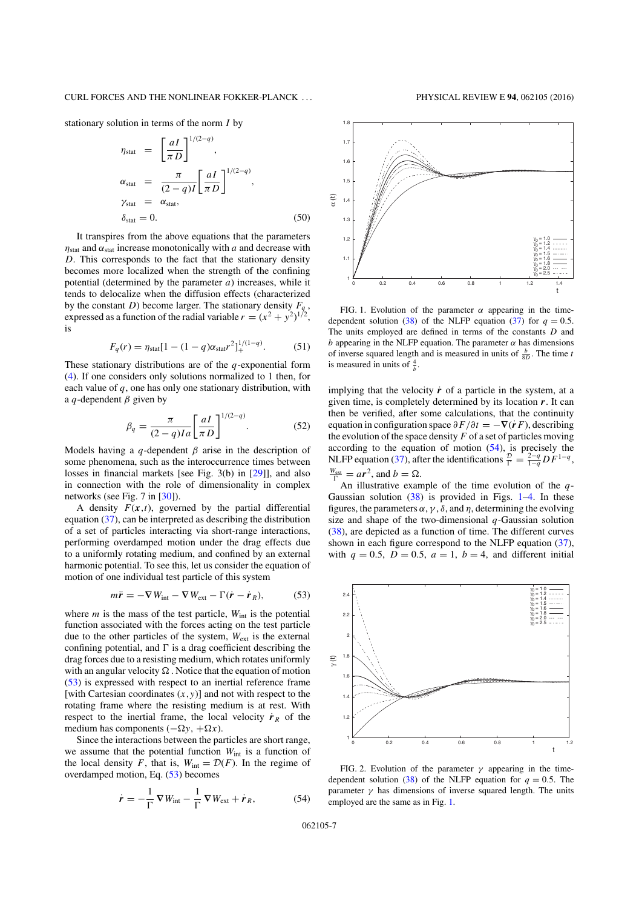stationary solution in terms of the norm $I$ by

$$
\begin{aligned}
\eta_{\text{stat}} &= \left[\frac{aI}{\pi D}\right]^{1/(2-q)}, \\
\alpha_{\text{stat}} &= \frac{\pi}{(2-q)I}\left[\frac{aI}{\pi D}\right]^{1/(2-q)}, \\
\gamma_{\text{stat}} &= \alpha_{\text{stat}}, \\
\delta_{\text{stat}} &= 0.
\end{aligned} \tag{50}
$$

It transpires from the above equations that the parameters $\eta_{\text{stat}}$ and $\alpha_{\text{stat}}$ increase monotonically with $a$ and decrease with $D$. This corresponds to the fact that the stationary density becomes more localized when the strength of the confining potential (determined by the parameter $a$) increases, while it tends to delocalize when the diffusion effects (characterized by the constant $D$) become larger. The stationary density $F_q$, expressed as a function of the radial variable $r = (x^2 + y^2)^{1/2}$, is

$$
F_q(r) = \eta_{\text{stat}}[1 - (1-q)\alpha_{\text{stat}} r^2]_+^{1/(1-q)}. \tag{51}
$$

These stationary distributions are of the $q$-exponential form (4). If one considers only solutions normalized to 1 then, for each value of $q$, one has only one stationary distribution, with a $q$-dependent $\beta$ given by

$$
\beta_q = \frac{\pi}{(2-q)Ia}\left[\frac{aI}{\pi D}\right]^{1/(2-q)}. \tag{52}
$$

Models having a $q$-dependent $\beta$ arise in the description of some phenomena, such as the interoccurrence times between losses in financial markets [see Fig. 3(b) in [29]], and also in connection with the role of dimensionality in complex networks (see Fig. 7 in [30]).

A density $F(\boldsymbol{x},t)$, governed by the partial differential equation (37), can be interpreted as describing the distribution of a set of particles interacting via short-range interactions, performing overdamped motion under the drag effects due to a uniformly rotating medium, and confined by an external harmonic potential. To see this, let us consider the equation of motion of one individual test particle of this system

$$
m\ddot{\boldsymbol{r}} = -\boldsymbol{\nabla} W_{\text{int}} - \boldsymbol{\nabla} W_{\text{ext}} - \Gamma(\dot{\boldsymbol{r}} - \dot{\boldsymbol{r}}_R), \tag{53}
$$

where $m$ is the mass of the test particle, $W_{\text{int}}$ is the potential function associated with the forces acting on the test particle due to the other particles of the system, $W_{\text{ext}}$ is the external confining potential, and $\Gamma$ is a drag coefficient describing the drag forces due to a resisting medium, which rotates uniformly with an angular velocity $\Omega$. Notice that the equation of motion (53) is expressed with respect to an inertial reference frame [with Cartesian coordinates $(x,y)$] and not with respect to the rotating frame where the resisting medium is at rest. With respect to the inertial frame, the local velocity $\dot{\boldsymbol{r}}_R$ of the medium has components $(-\Omega y, +\Omega x)$.

Since the interactions between the particles are short range, we assume that the potential function $W_{\text{int}}$ is a function of the local density $F$, that is, $W_{\text{int}} = \mathcal{D}(F)$. In the regime of overdamped motion, Eq. (53) becomes

$$
\dot{\boldsymbol{r}} = -\frac{1}{\Gamma}\boldsymbol{\nabla} W_{\text{int}} - \frac{1}{\Gamma}\boldsymbol{\nabla} W_{\text{ext}} + \dot{\boldsymbol{r}}_R, \tag{54}
$$

FIG. 1. Evolution of the parameter $\alpha$ appearing in the time-dependent solution (38) of the NLFP equation (37) for $q = 0.5$. The units employed are defined in terms of the constants $D$ and $b$ appearing in the NLFP equation. The parameter $\alpha$ has dimensions of inverse squared length and is measured in units of $\frac{b}{8D}$. The time $t$ is measured in units of $\frac{4}{b}$.

implying that the velocity $\dot{\boldsymbol{r}}$ of a particle in the system, at a given time, is completely determined by its location $\boldsymbol{r}$. It can then be verified, after some calculations, that the continuity equation in configuration space $\partial F/\partial t = -\boldsymbol{\nabla}(\dot{\boldsymbol{r}}F)$, describing the evolution of the space density $F$ of a set of particles moving according to the equation of motion (54), is precisely the NLFP equation (37), after the identifications $\frac{\mathcal{D}}{\Gamma} = \frac{2-q}{1-q}DF^{1-q}$, $\frac{W_{\text{ext}}}{\Gamma} = a\boldsymbol{r}^2$, and $b = \Omega$.

An illustrative example of the time evolution of the $q$-Gaussian solution (38) is provided in Figs. 1–4. In these figures, the parameters $\alpha$, $\gamma$, $\delta$, and $\eta$, determining the evolving size and shape of the two-dimensional $q$-Gaussian solution (38), are depicted as a function of time. The different curves shown in each figure correspond to the NLFP equation (37), with $q = 0.5$, $D = 0.5$, $a = 1$, $b = 4$, and different initial

FIG. 2. Evolution of the parameter $\gamma$ appearing in the time-dependent solution (38) of the NLFP equation for $q = 0.5$. The parameter $\gamma$ has dimensions of inverse squared length. The units employed are the same as in Fig. 1.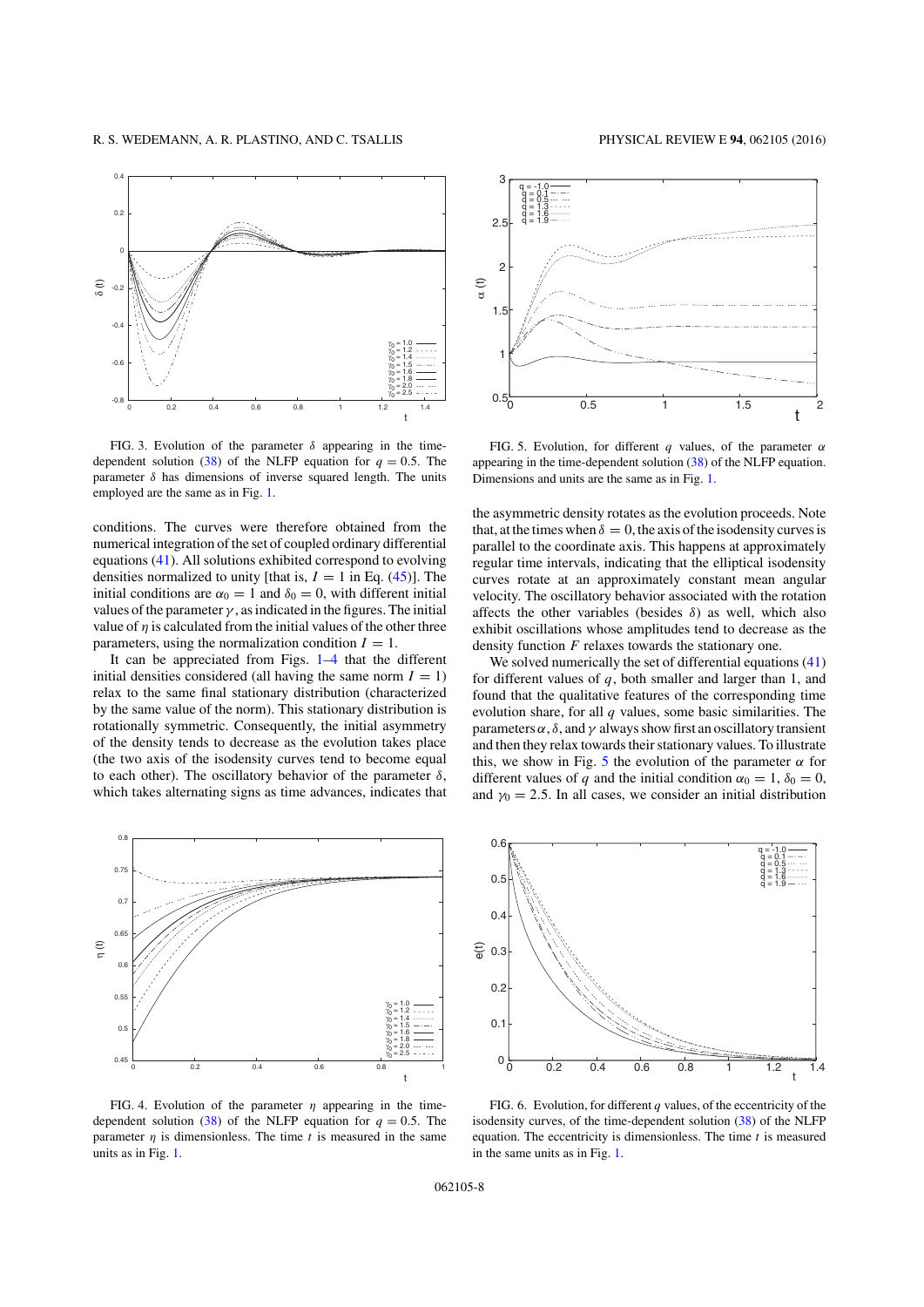FIG. 3. Evolution of the parameter $\delta$ appearing in the time-dependent solution (38) of the NLFP equation for $q = 0.5$. The parameter $\delta$ has dimensions of inverse squared length. The units employed are the same as in Fig. 1.

conditions. The curves were therefore obtained from the numerical integration of the set of coupled ordinary differential equations (41). All solutions exhibited correspond to evolving densities normalized to unity [that is, $I = 1$ in Eq. (45)]. The initial conditions are $\alpha_0 = 1$ and $\delta_0 = 0$, with different initial values of the parameter $\gamma$, as indicated in the figures. The initial value of $\eta$ is calculated from the initial values of the other three parameters, using the normalization condition $I = 1$.

It can be appreciated from Figs. 1–4 that the different initial densities considered (all having the same norm $I = 1$) relax to the same final stationary distribution (characterized by the same value of the norm). This stationary distribution is rotationally symmetric. Consequently, the initial asymmetry of the density tends to decrease as the evolution takes place (the two axis of the isodensity curves tend to become equal to each other). The oscillatory behavior of the parameter $\delta$, which takes alternating signs as time advances, indicates that the asymmetric density rotates as the evolution proceeds. Note that, at the times when $\delta = 0$, the axis of the isodensity curves is parallel to the coordinate axis. This happens at approximately regular time intervals, indicating that the elliptical isodensity curves rotate at an approximately constant mean angular velocity. The oscillatory behavior associated with the rotation affects the other variables (besides $\delta$) as well, which also exhibit oscillations whose amplitudes tend to decrease as the density function $F$ relaxes towards the stationary one.

FIG. 5. Evolution, for different $q$ values, of the parameter $\alpha$ appearing in the time-dependent solution (38) of the NLFP equation. Dimensions and units are the same as in Fig. 1.

We solved numerically the set of differential equations (41) for different values of $q$, both smaller and larger than 1, and found that the qualitative features of the corresponding time evolution share, for all $q$ values, some basic similarities. The parameters $\alpha$, $\delta$, and $\gamma$ always show first an oscillatory transient and then they relax towards their stationary values. To illustrate this, we show in Fig. 5 the evolution of the parameter $\alpha$ for different values of $q$ and the initial condition $\alpha_0 = 1$, $\delta_0 = 0$, and $\gamma_0 = 2.5$. In all cases, we consider an initial distribution

FIG. 4. Evolution of the parameter $\eta$ appearing in the time-dependent solution (38) of the NLFP equation for $q = 0.5$. The parameter $\eta$ is dimensionless. The time $t$ is measured in the same units as in Fig. 1.

FIG. 6. Evolution, for different $q$ values, of the eccentricity of the isodensity curves, of the time-dependent solution (38) of the NLFP equation. The eccentricity is dimensionless. The time $t$ is measured in the same units as in Fig. 1.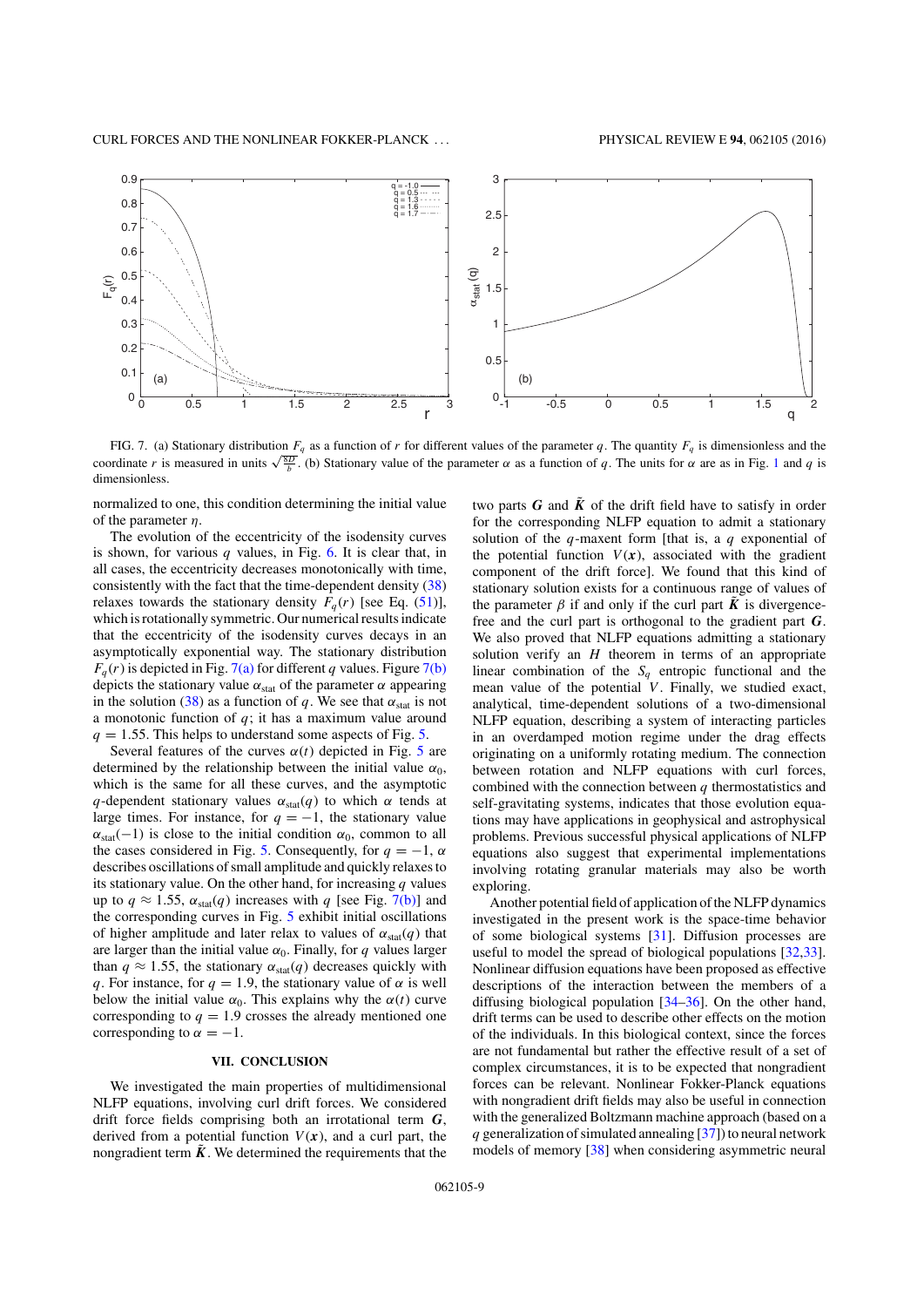FIG. 7. (a) Stationary distribution $F_q$ as a function of $r$ for different values of the parameter $q$. The quantity $F_q$ is dimensionless and the coordinate $r$ is measured in units $\sqrt{\frac{8D}{b}}$. (b) Stationary value of the parameter $\alpha$ as a function of $q$. The units for $\alpha$ are as in Fig. 1 and $q$ is dimensionless.

normalized to one, this condition determining the initial value of the parameter $\eta$.

The evolution of the eccentricity of the isodensity curves is shown, for various $q$ values, in Fig. 6. It is clear that, in all cases, the eccentricity decreases monotonically with time, consistently with the fact that the time-dependent density (38) relaxes towards the stationary density $F_q(r)$ [see Eq. (51)], which is rotationally symmetric. Our numerical results indicate that the eccentricity of the isodensity curves decays in an asymptotically exponential way. The stationary distribution $F_q(r)$ is depicted in Fig. 7(a) for different $q$ values. Figure 7(b) depicts the stationary value $\alpha_{\text{stat}}$ of the parameter $\alpha$ appearing in the solution (38) as a function of $q$. We see that $\alpha_{\text{stat}}$ is not a monotonic function of $q$; it has a maximum value around $q = 1.55$. This helps to understand some aspects of Fig. 5.

Several features of the curves $\alpha(t)$ depicted in Fig. 5 are determined by the relationship between the initial value $\alpha_0$, which is the same for all these curves, and the asymptotic $q$-dependent stationary values $\alpha_{\text{stat}}(q)$ to which $\alpha$ tends at large times. For instance, for $q = -1$, the stationary value $\alpha_{\text{stat}}(-1)$ is close to the initial condition $\alpha_0$, common to all the cases considered in Fig. 5. Consequently, for $q = -1$, $\alpha$ describes oscillations of small amplitude and quickly relaxes to its stationary value. On the other hand, for increasing $q$ values up to $q \approx 1.55$, $\alpha_{\text{stat}}(q)$ increases with $q$ [see Fig. 7(b)] and the corresponding curves in Fig. 5 exhibit initial oscillations of higher amplitude and later relax to values of $\alpha_{\text{stat}}(q)$ that are larger than the initial value $\alpha_0$. Finally, for $q$ values larger than $q \approx 1.55$, the stationary $\alpha_{\text{stat}}(q)$ decreases quickly with $q$. For instance, for $q = 1.9$, the stationary value of $\alpha$ is well below the initial value $\alpha_0$. This explains why the $\alpha(t)$ curve corresponding to $q = 1.9$ crosses the already mentioned one corresponding to $\alpha = -1$.

## VII. CONCLUSION

We investigated the main properties of multidimensional NLFP equations, involving curl drift forces. We considered drift force fields comprising both an irrotational term $\boldsymbol{G}$, derived from a potential function $V(\boldsymbol{x})$, and a curl part, the nongradient term $\tilde{\boldsymbol{K}}$. We determined the requirements that the two parts $\boldsymbol{G}$ and $\tilde{\boldsymbol{K}}$ of the drift field have to satisfy in order for the corresponding NLFP equation to admit a stationary solution of the $q$-maxent form [that is, a $q$ exponential of the potential function $V(\boldsymbol{x})$, associated with the gradient component of the drift force]. We found that this kind of stationary solution exists for a continuous range of values of the parameter $\beta$ if and only if the curl part $\tilde{\boldsymbol{K}}$ is divergence-free and the curl part is orthogonal to the gradient part $\boldsymbol{G}$. We also proved that NLFP equations admitting a stationary solution verify an $H$ theorem in terms of an appropriate linear combination of the $S_q$ entropic functional and the mean value of the potential $V$. Finally, we studied exact, analytical, time-dependent solutions of a two-dimensional NLFP equation, describing a system of interacting particles in an overdamped motion regime under the drag effects originating on a uniformly rotating medium. The connection between rotation and NLFP equations with curl forces, combined with the connection between $q$ thermostatistics and self-gravitating systems, indicates that those evolution equations may have applications in geophysical and astrophysical problems. Previous successful physical applications of NLFP equations also suggest that experimental implementations involving rotating granular materials may also be worth exploring.

Another potential field of application of the NLFP dynamics investigated in the present work is the space-time behavior of some biological systems [31]. Diffusion processes are useful to model the spread of biological populations [32,33]. Nonlinear diffusion equations have been proposed as effective descriptions of the interaction between the members of a diffusing biological population [34–36]. On the other hand, drift terms can be used to describe other effects on the motion of the individuals. In this biological context, since the forces are not fundamental but rather the effective result of a set of complex circumstances, it is to be expected that nongradient forces can be relevant. Nonlinear Fokker-Planck equations with nongradient drift fields may also be useful in connection with the generalized Boltzmann machine approach (based on a $q$ generalization of simulated annealing [37]) to neural network models of memory [38] when considering asymmetric neural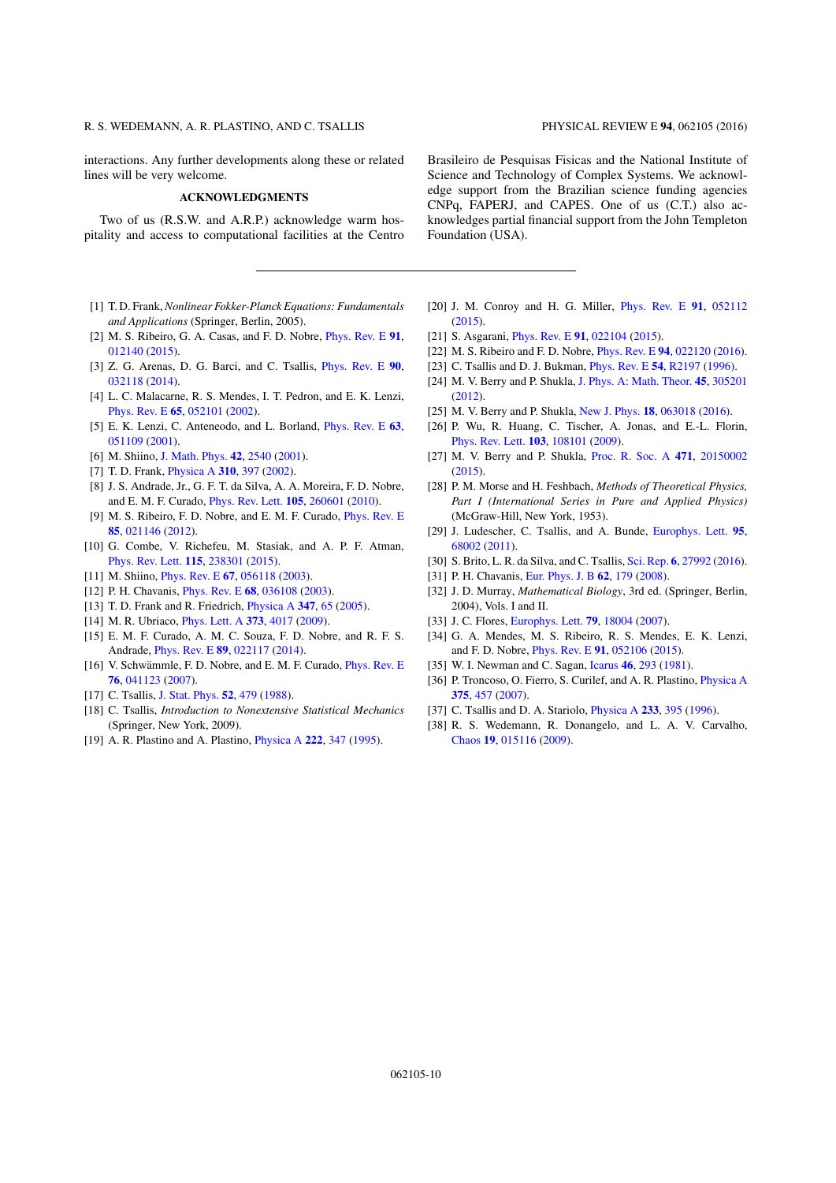interactions. Any further developments along these or related lines will be very welcome.

## ACKNOWLEDGMENTS

Two of us (R.S.W. and A.R.P.) acknowledge warm hospitality and access to computational facilities at the Centro Brasileiro de Pesquisas Fisicas and the National Institute of Science and Technology of Complex Systems. We acknowledge support from the Brazilian science funding agencies CNPq, FAPERJ, and CAPES. One of us (C.T.) also acknowledges partial financial support from the John Templeton Foundation (USA).

---

[1] T. D. Frank, *Nonlinear Fokker-Planck Equations: Fundamentals and Applications* (Springer, Berlin, 2005).

[2] M. S. Ribeiro, G. A. Casas, and F. D. Nobre, Phys. Rev. E **91**, 012140 (2015).

[3] Z. G. Arenas, D. G. Barci, and C. Tsallis, Phys. Rev. E **90**, 032118 (2014).

[4] L. C. Malacarne, R. S. Mendes, I. T. Pedron, and E. K. Lenzi, Phys. Rev. E **65**, 052101 (2002).

[5] E. K. Lenzi, C. Anteneodo, and L. Borland, Phys. Rev. E **63**, 051109 (2001).

[6] M. Shiino, J. Math. Phys. **42**, 2540 (2001).

[7] T. D. Frank, Physica A **310**, 397 (2002).

[8] J. S. Andrade, Jr., G. F. T. da Silva, A. A. Moreira, F. D. Nobre, and E. M. F. Curado, Phys. Rev. Lett. **105**, 260601 (2010).

[9] M. S. Ribeiro, F. D. Nobre, and E. M. F. Curado, Phys. Rev. E **85**, 021146 (2012).

[10] G. Combe, V. Richefeu, M. Stasiak, and A. P. F. Atman, Phys. Rev. Lett. **115**, 238301 (2015).

[11] M. Shiino, Phys. Rev. E **67**, 056118 (2003).

[12] P. H. Chavanis, Phys. Rev. E **68**, 036108 (2003).

[13] T. D. Frank and R. Friedrich, Physica A **347**, 65 (2005).

[14] M. R. Ubriaco, Phys. Lett. A **373**, 4017 (2009).

[15] E. M. F. Curado, A. M. C. Souza, F. D. Nobre, and R. F. S. Andrade, Phys. Rev. E **89**, 022117 (2014).

[16] V. Schwämmle, F. D. Nobre, and E. M. F. Curado, Phys. Rev. E **76**, 041123 (2007).

[17] C. Tsallis, J. Stat. Phys. **52**, 479 (1988).

[18] C. Tsallis, *Introduction to Nonextensive Statistical Mechanics* (Springer, New York, 2009).

[19] A. R. Plastino and A. Plastino, Physica A **222**, 347 (1995).

[20] J. M. Conroy and H. G. Miller, Phys. Rev. E **91**, 052112 (2015).

[21] S. Asgarani, Phys. Rev. E **91**, 022104 (2015).

[22] M. S. Ribeiro and F. D. Nobre, Phys. Rev. E **94**, 022120 (2016).

[23] C. Tsallis and D. J. Bukman, Phys. Rev. E **54**, R2197 (1996).

[24] M. V. Berry and P. Shukla, J. Phys. A: Math. Theor. **45**, 305201 (2012).

[25] M. V. Berry and P. Shukla, New J. Phys. **18**, 063018 (2016).

[26] P. Wu, R. Huang, C. Tischer, A. Jonas, and E.-L. Florin, Phys. Rev. Lett. **103**, 108101 (2009).

[27] M. V. Berry and P. Shukla, Proc. R. Soc. A **471**, 20150002 (2015).

[28] P. M. Morse and H. Feshbach, *Methods of Theoretical Physics, Part I (International Series in Pure and Applied Physics)* (McGraw-Hill, New York, 1953).

[29] J. Ludescher, C. Tsallis, and A. Bunde, Europhys. Lett. **95**, 68002 (2011).

[30] S. Brito, L. R. da Silva, and C. Tsallis, Sci. Rep. **6**, 27992 (2016).

[31] P. H. Chavanis, Eur. Phys. J. B **62**, 179 (2008).

[32] J. D. Murray, *Mathematical Biology*, 3rd ed. (Springer, Berlin, 2004), Vols. I and II.

[33] J. C. Flores, Europhys. Lett. **79**, 18004 (2007).

[34] G. A. Mendes, M. S. Ribeiro, R. S. Mendes, E. K. Lenzi, and F. D. Nobre, Phys. Rev. E **91**, 052106 (2015).

[35] W. I. Newman and C. Sagan, Icarus **46**, 293 (1981).

[36] P. Troncoso, O. Fierro, S. Curilef, and A. R. Plastino, Physica A **375**, 457 (2007).

[37] C. Tsallis and D. A. Stariolo, Physica A **233**, 395 (1996).

[38] R. S. Wedemann, R. Donangelo, and L. A. V. Carvalho, Chaos **19**, 015116 (2009).